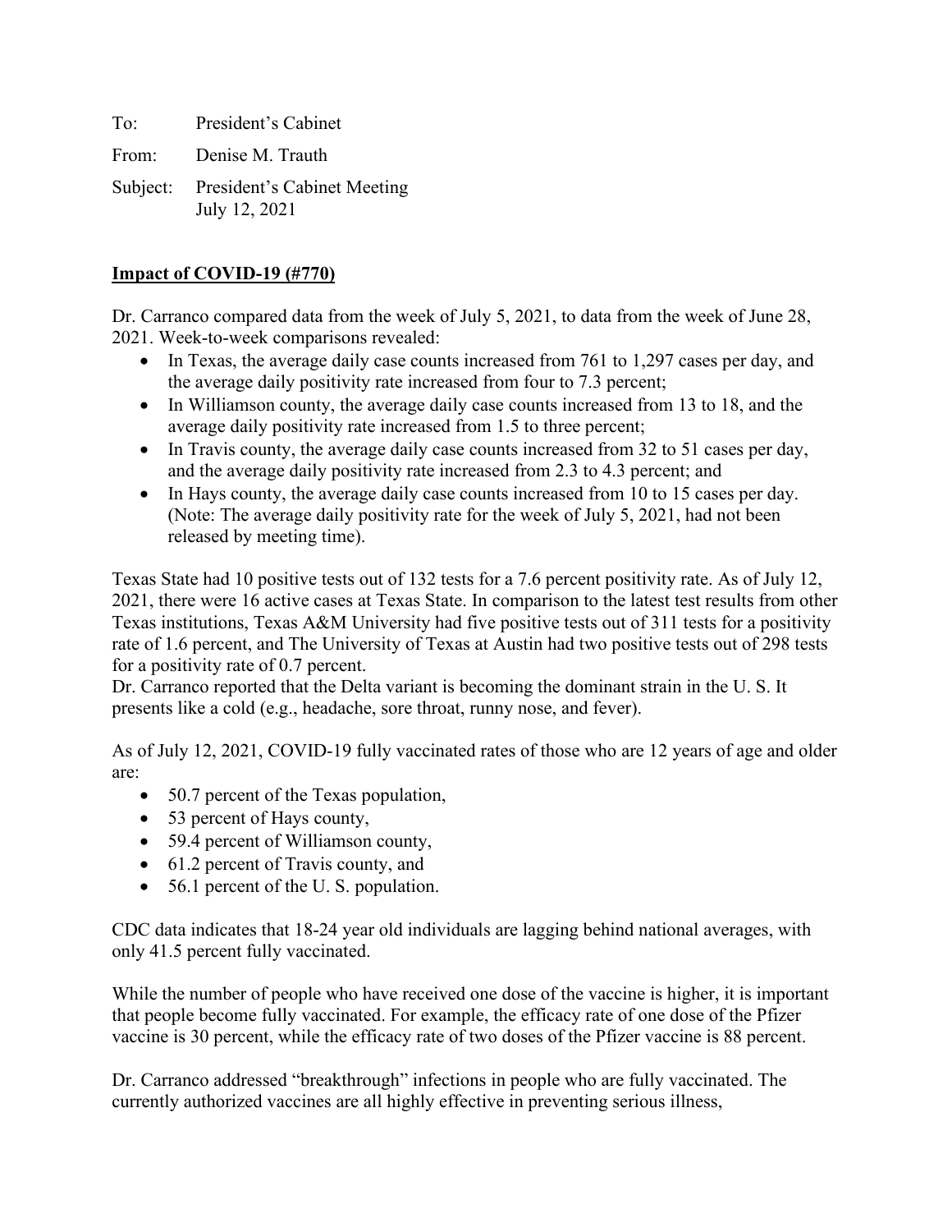To: President's Cabinet

From: Denise M. Trauth

Subject: President's Cabinet Meeting
July 12, 2021

**Impact of COVID-19 (#770)**

Dr. Carranco compared data from the week of July 5, 2021, to data from the week of June 28, 2021. Week-to-week comparisons revealed:

- In Texas, the average daily case counts increased from 761 to 1,297 cases per day, and the average daily positivity rate increased from four to 7.3 percent;
- In Williamson county, the average daily case counts increased from 13 to 18, and the average daily positivity rate increased from 1.5 to three percent;
- In Travis county, the average daily case counts increased from 32 to 51 cases per day, and the average daily positivity rate increased from 2.3 to 4.3 percent; and
- In Hays county, the average daily case counts increased from 10 to 15 cases per day. (Note: The average daily positivity rate for the week of July 5, 2021, had not been released by meeting time).

Texas State had 10 positive tests out of 132 tests for a 7.6 percent positivity rate. As of July 12, 2021, there were 16 active cases at Texas State. In comparison to the latest test results from other Texas institutions, Texas A&M University had five positive tests out of 311 tests for a positivity rate of 1.6 percent, and The University of Texas at Austin had two positive tests out of 298 tests for a positivity rate of 0.7 percent.
Dr. Carranco reported that the Delta variant is becoming the dominant strain in the U. S. It presents like a cold (e.g., headache, sore throat, runny nose, and fever).

As of July 12, 2021, COVID-19 fully vaccinated rates of those who are 12 years of age and older are:

- 50.7 percent of the Texas population,
- 53 percent of Hays county,
- 59.4 percent of Williamson county,
- 61.2 percent of Travis county, and
- 56.1 percent of the U. S. population.

CDC data indicates that 18-24 year old individuals are lagging behind national averages, with only 41.5 percent fully vaccinated.

While the number of people who have received one dose of the vaccine is higher, it is important that people become fully vaccinated. For example, the efficacy rate of one dose of the Pfizer vaccine is 30 percent, while the efficacy rate of two doses of the Pfizer vaccine is 88 percent.

Dr. Carranco addressed "breakthrough" infections in people who are fully vaccinated. The currently authorized vaccines are all highly effective in preventing serious illness,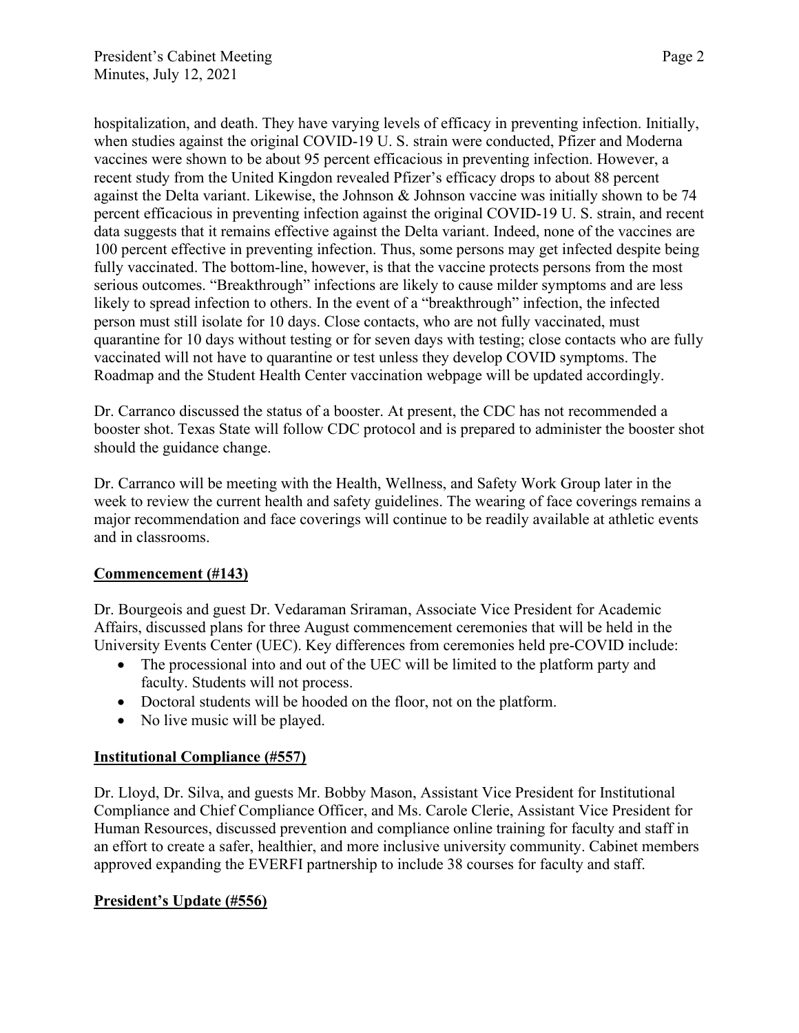hospitalization, and death. They have varying levels of efficacy in preventing infection. Initially, when studies against the original COVID-19 U. S. strain were conducted, Pfizer and Moderna vaccines were shown to be about 95 percent efficacious in preventing infection. However, a recent study from the United Kingdon revealed Pfizer's efficacy drops to about 88 percent against the Delta variant. Likewise, the Johnson & Johnson vaccine was initially shown to be 74 percent efficacious in preventing infection against the original COVID-19 U. S. strain, and recent data suggests that it remains effective against the Delta variant. Indeed, none of the vaccines are 100 percent effective in preventing infection. Thus, some persons may get infected despite being fully vaccinated. The bottom-line, however, is that the vaccine protects persons from the most serious outcomes. "Breakthrough" infections are likely to cause milder symptoms and are less likely to spread infection to others. In the event of a "breakthrough" infection, the infected person must still isolate for 10 days. Close contacts, who are not fully vaccinated, must quarantine for 10 days without testing or for seven days with testing; close contacts who are fully vaccinated will not have to quarantine or test unless they develop COVID symptoms. The Roadmap and the Student Health Center vaccination webpage will be updated accordingly.

Dr. Carranco discussed the status of a booster. At present, the CDC has not recommended a booster shot. Texas State will follow CDC protocol and is prepared to administer the booster shot should the guidance change.

Dr. Carranco will be meeting with the Health, Wellness, and Safety Work Group later in the week to review the current health and safety guidelines. The wearing of face coverings remains a major recommendation and face coverings will continue to be readily available at athletic events and in classrooms.

## Commencement (#143)

Dr. Bourgeois and guest Dr. Vedaraman Sriraman, Associate Vice President for Academic Affairs, discussed plans for three August commencement ceremonies that will be held in the University Events Center (UEC). Key differences from ceremonies held pre-COVID include:

- The processional into and out of the UEC will be limited to the platform party and faculty. Students will not process.
- Doctoral students will be hooded on the floor, not on the platform.
- No live music will be played.

## Institutional Compliance (#557)

Dr. Lloyd, Dr. Silva, and guests Mr. Bobby Mason, Assistant Vice President for Institutional Compliance and Chief Compliance Officer, and Ms. Carole Clerie, Assistant Vice President for Human Resources, discussed prevention and compliance online training for faculty and staff in an effort to create a safer, healthier, and more inclusive university community. Cabinet members approved expanding the EVERFI partnership to include 38 courses for faculty and staff.

## President's Update (#556)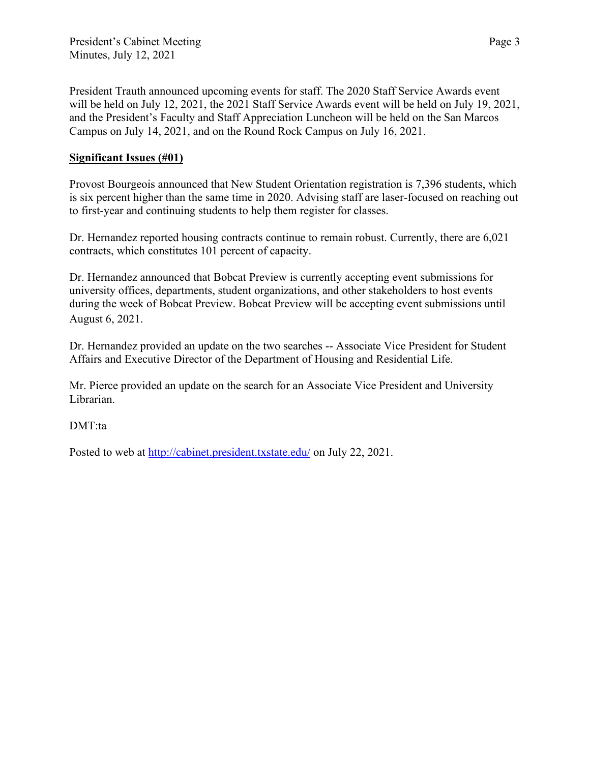President Trauth announced upcoming events for staff. The 2020 Staff Service Awards event will be held on July 12, 2021, the 2021 Staff Service Awards event will be held on July 19, 2021, and the President's Faculty and Staff Appreciation Luncheon will be held on the San Marcos Campus on July 14, 2021, and on the Round Rock Campus on July 16, 2021.

**Significant Issues (#01)**

Provost Bourgeois announced that New Student Orientation registration is 7,396 students, which is six percent higher than the same time in 2020. Advising staff are laser-focused on reaching out to first-year and continuing students to help them register for classes.

Dr. Hernandez reported housing contracts continue to remain robust. Currently, there are 6,021 contracts, which constitutes 101 percent of capacity.

Dr. Hernandez announced that Bobcat Preview is currently accepting event submissions for university offices, departments, student organizations, and other stakeholders to host events during the week of Bobcat Preview. Bobcat Preview will be accepting event submissions until August 6, 2021.

Dr. Hernandez provided an update on the two searches -- Associate Vice President for Student Affairs and Executive Director of the Department of Housing and Residential Life.

Mr. Pierce provided an update on the search for an Associate Vice President and University Librarian.

DMT:ta

Posted to web at [http://cabinet.president.txstate.edu/](http://cabinet.president.txstate.edu/) on July 22, 2021.